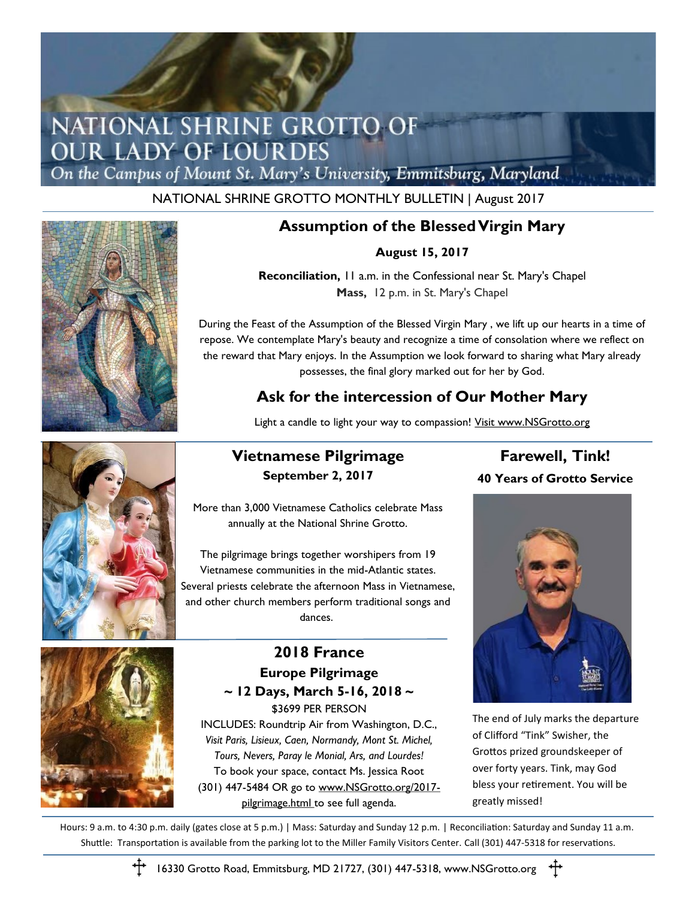# NATIONAL SHRINE GROTTO OF OUR LADY OF LOURDES

*On the Campus of Mount St. Mary's University, Emmitsburg, Maryland*

NATIONAL SHRINE GROTTO MONTHLY BULLETIN | August 2017

## Assumption of the Blessed Virgin Mary

**August 15, 2017**

**Reconciliation,** 11 a.m. in the Confessional near St. Mary's Chapel
**Mass,** 12 p.m. in St. Mary's Chapel

During the Feast of the Assumption of the Blessed Virgin Mary , we lift up our hearts in a time of repose. We contemplate Mary's beauty and recognize a time of consolation where we reflect on the reward that Mary enjoys. In the Assumption we look forward to sharing what Mary already possesses, the final glory marked out for her by God.

## Ask for the intercession of Our Mother Mary

Light a candle to light your way to compassion! Visit www.NSGrotto.org

## Vietnamese Pilgrimage

**September 2, 2017**

More than 3,000 Vietnamese Catholics celebrate Mass annually at the National Shrine Grotto.

The pilgrimage brings together worshipers from 19 Vietnamese communities in the mid-Atlantic states. Several priests celebrate the afternoon Mass in Vietnamese, and other church members perform traditional songs and dances.

## 2018 France

### Europe Pilgrimage

### ~ 12 Days, March 5-16, 2018 ~

$3699 PER PERSON

INCLUDES: Roundtrip Air from Washington, D.C.,
*Visit Paris, Lisieux, Caen, Normandy, Mont St. Michel, Tours, Nevers, Paray le Monial, Ars, and Lourdes!*

To book your space, contact Ms. Jessica Root (301) 447-5484 OR go to www.NSGrotto.org/2017-pilgrimage.html to see full agenda.

## Farewell, Tink!

**40 Years of Grotto Service**

The end of July marks the departure of Clifford "Tink" Swisher, the Grottos prized groundskeeper of over forty years. Tink, may God bless your retirement. You will be greatly missed!

Hours: 9 a.m. to 4:30 p.m. daily (gates close at 5 p.m.) | Mass: Saturday and Sunday 12 p.m. | Reconciliation: Saturday and Sunday 11 a.m.
Shuttle: Transportation is available from the parking lot to the Miller Family Visitors Center. Call (301) 447-5318 for reservations.

16330 Grotto Road, Emmitsburg, MD 21727, (301) 447-5318, www.NSGrotto.org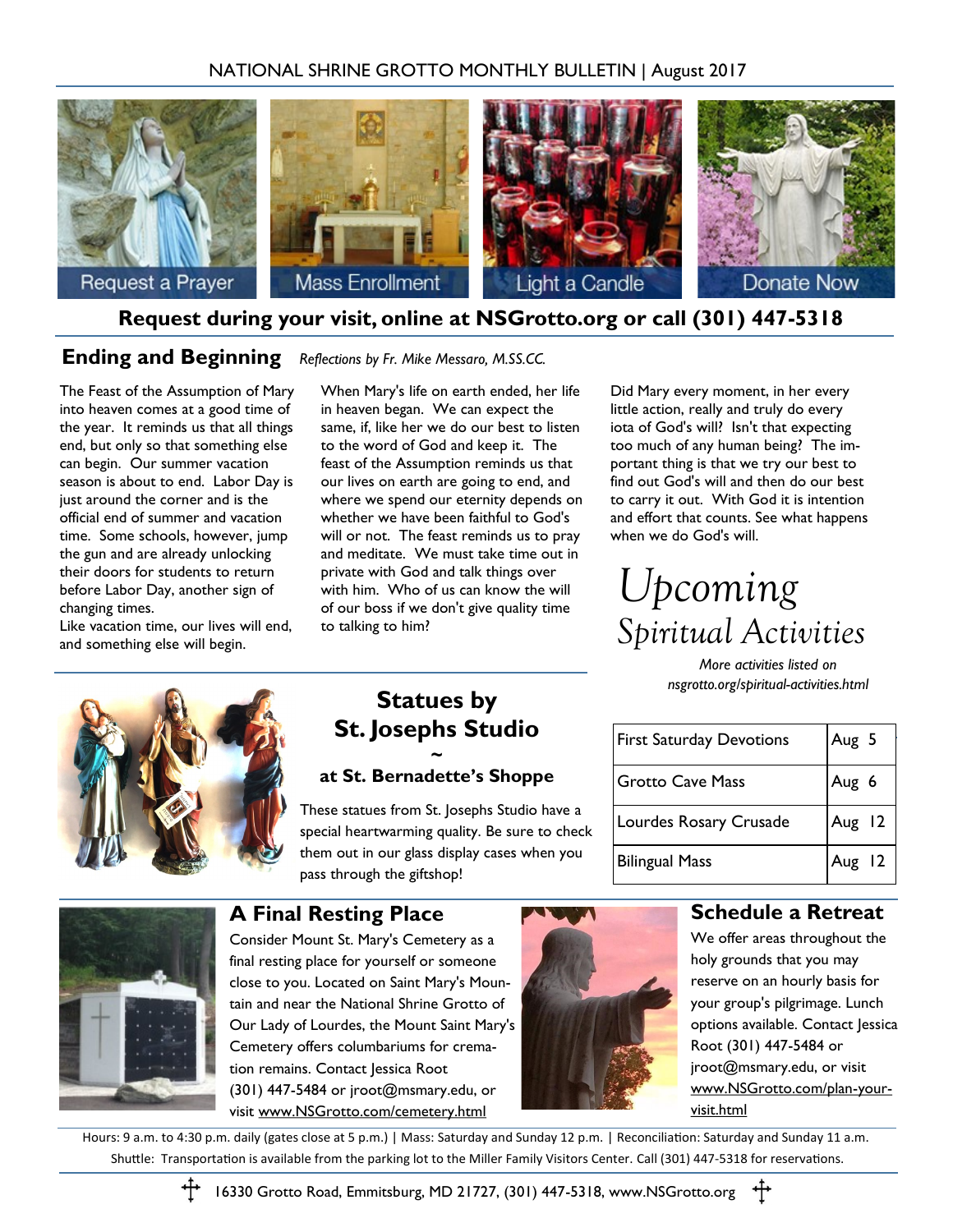NATIONAL SHRINE GROTTO MONTHLY BULLETIN | August 2017

Request a Prayer | Mass Enrollment | Light a Candle | Donate Now

**Request during your visit, online at NSGrotto.org or call (301) 447-5318**

## Ending and Beginning

*Reflections by Fr. Mike Messaro, M.SS.CC.*

The Feast of the Assumption of Mary into heaven comes at a good time of the year. It reminds us that all things end, but only so that something else can begin. Our summer vacation season is about to end. Labor Day is just around the corner and is the official end of summer and vacation time. Some schools, however, jump the gun and are already unlocking their doors for students to return before Labor Day, another sign of changing times.

Like vacation time, our lives will end, and something else will begin.

When Mary's life on earth ended, her life in heaven began. We can expect the same, if, like her we do our best to listen to the word of God and keep it. The feast of the Assumption reminds us that our lives on earth are going to end, and where we spend our eternity depends on whether we have been faithful to God's will or not. The feast reminds us to pray and meditate. We must take time out in private with God and talk things over with him. Who of us can know the will of our boss if we don't give quality time to talking to him?

Did Mary every moment, in her every little action, really and truly do every iota of God's will? Isn't that expecting too much of any human being? The important thing is that we try our best to find out God's will and then do our best to carry it out. With God it is intention and effort that counts. See what happens when we do God's will.

## Upcoming Spiritual Activities

*More activities listed on nsgrotto.org/spiritual-activities.html*

| | |
|---|---|
| First Saturday Devotions | Aug 5 |
| Grotto Cave Mass | Aug 6 |
| Lourdes Rosary Crusade | Aug 12 |
| Bilingual Mass | Aug 12 |

## Statues by St. Josephs Studio
~
### at St. Bernadette's Shoppe

These statues from St. Josephs Studio have a special heartwarming quality. Be sure to check them out in our glass display cases when you pass through the giftshop!

## A Final Resting Place

Consider Mount St. Mary's Cemetery as a final resting place for yourself or someone close to you. Located on Saint Mary's Mountain and near the National Shrine Grotto of Our Lady of Lourdes, the Mount Saint Mary's Cemetery offers columbariums for cremation remains. Contact Jessica Root (301) 447-5484 or jroot@msmary.edu, or visit www.NSGrotto.com/cemetery.html

## Schedule a Retreat

We offer areas throughout the holy grounds that you may reserve on an hourly basis for your group's pilgrimage. Lunch options available. Contact Jessica Root (301) 447-5484 or jroot@msmary.edu, or visit www.NSGrotto.com/plan-your-visit.html

Hours: 9 a.m. to 4:30 p.m. daily (gates close at 5 p.m.) | Mass: Saturday and Sunday 12 p.m. | Reconciliation: Saturday and Sunday 11 a.m.
Shuttle: Transportation is available from the parking lot to the Miller Family Visitors Center. Call (301) 447-5318 for reservations.

16330 Grotto Road, Emmitsburg, MD 21727, (301) 447-5318, www.NSGrotto.org